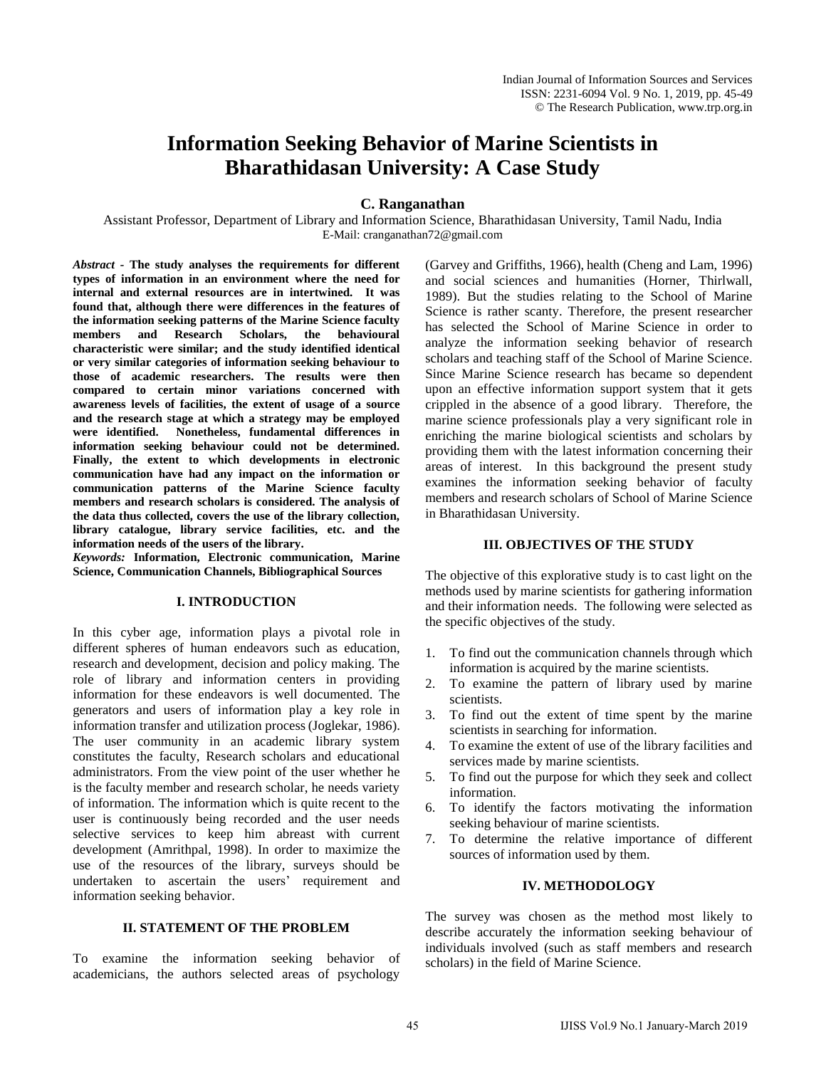# Information Seeking Behavior of Marine Scientists in Bharathidasan University: A Case Study

**C. Ranganathan**

Assistant Professor, Department of Library and Information Science, Bharathidasan University, Tamil Nadu, India
E-Mail: cranganathan72@gmail.com

***Abstract* - The study analyses the requirements for different types of information in an environment where the need for internal and external resources are in intertwined. It was found that, although there were differences in the features of the information seeking patterns of the Marine Science faculty members and Research Scholars, the behavioural characteristic were similar; and the study identified identical or very similar categories of information seeking behaviour to those of academic researchers. The results were then compared to certain minor variations concerned with awareness levels of facilities, the extent of usage of a source and the research stage at which a strategy may be employed were identified. Nonetheless, fundamental differences in information seeking behaviour could not be determined. Finally, the extent to which developments in electronic communication have had any impact on the information or communication patterns of the Marine Science faculty members and research scholars is considered. The analysis of the data thus collected, covers the use of the library collection, library catalogue, library service facilities, etc. and the information needs of the users of the library.**

***Keywords:* Information, Electronic communication, Marine Science, Communication Channels, Bibliographical Sources**

## I. INTRODUCTION

In this cyber age, information plays a pivotal role in different spheres of human endeavors such as education, research and development, decision and policy making. The role of library and information centers in providing information for these endeavors is well documented. The generators and users of information play a key role in information transfer and utilization process (Joglekar, 1986). The user community in an academic library system constitutes the faculty, Research scholars and educational administrators. From the view point of the user whether he is the faculty member and research scholar, he needs variety of information. The information which is quite recent to the user is continuously being recorded and the user needs selective services to keep him abreast with current development (Amrithpal, 1998). In order to maximize the use of the resources of the library, surveys should be undertaken to ascertain the users' requirement and information seeking behavior.

## II. STATEMENT OF THE PROBLEM

To examine the information seeking behavior of academicians, the authors selected areas of psychology (Garvey and Griffiths, 1966), health (Cheng and Lam, 1996) and social sciences and humanities (Horner, Thirlwall, 1989). But the studies relating to the School of Marine Science is rather scanty. Therefore, the present researcher has selected the School of Marine Science in order to analyze the information seeking behavior of research scholars and teaching staff of the School of Marine Science. Since Marine Science research has became so dependent upon an effective information support system that it gets crippled in the absence of a good library. Therefore, the marine science professionals play a very significant role in enriching the marine biological scientists and scholars by providing them with the latest information concerning their areas of interest. In this background the present study examines the information seeking behavior of faculty members and research scholars of School of Marine Science in Bharathidasan University.

## III. OBJECTIVES OF THE STUDY

The objective of this explorative study is to cast light on the methods used by marine scientists for gathering information and their information needs. The following were selected as the specific objectives of the study.

1. To find out the communication channels through which information is acquired by the marine scientists.
2. To examine the pattern of library used by marine scientists.
3. To find out the extent of time spent by the marine scientists in searching for information.
4. To examine the extent of use of the library facilities and services made by marine scientists.
5. To find out the purpose for which they seek and collect information.
6. To identify the factors motivating the information seeking behaviour of marine scientists.
7. To determine the relative importance of different sources of information used by them.

## IV. METHODOLOGY

The survey was chosen as the method most likely to describe accurately the information seeking behaviour of individuals involved (such as staff members and research scholars) in the field of Marine Science.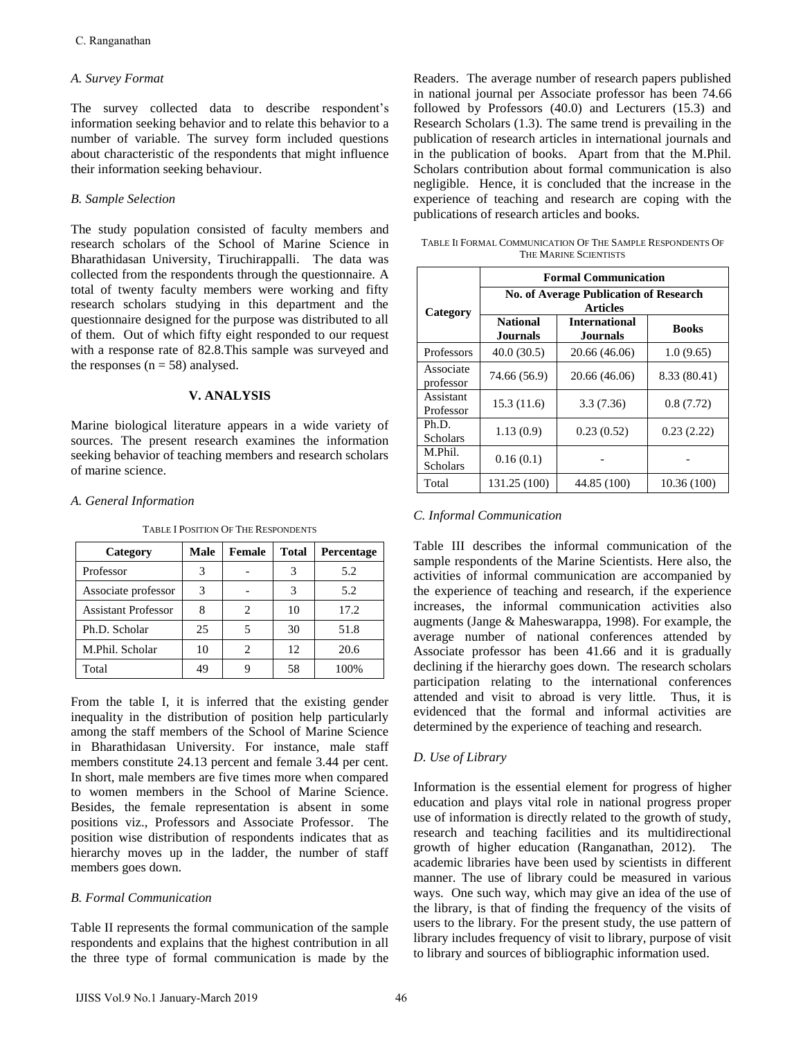### A. Survey Format

The survey collected data to describe respondent's information seeking behavior and to relate this behavior to a number of variable. The survey form included questions about characteristic of the respondents that might influence their information seeking behaviour.

### B. Sample Selection

The study population consisted of faculty members and research scholars of the School of Marine Science in Bharathidasan University, Tiruchirappalli. The data was collected from the respondents through the questionnaire. A total of twenty faculty members were working and fifty research scholars studying in this department and the questionnaire designed for the purpose was distributed to all of them. Out of which fifty eight responded to our request with a response rate of 82.8.This sample was surveyed and the responses (n = 58) analysed.

## V. ANALYSIS

Marine biological literature appears in a wide variety of sources. The present research examines the information seeking behavior of teaching members and research scholars of marine science.

### A. General Information

TABLE I POSITION OF THE RESPONDENTS

| Category | Male | Female | Total | Percentage |
|---|---|---|---|---|
| Professor | 3 | - | 3 | 5.2 |
| Associate professor | 3 | - | 3 | 5.2 |
| Assistant Professor | 8 | 2 | 10 | 17.2 |
| Ph.D. Scholar | 25 | 5 | 30 | 51.8 |
| M.Phil. Scholar | 10 | 2 | 12 | 20.6 |
| Total | 49 | 9 | 58 | 100% |

From the table I, it is inferred that the existing gender inequality in the distribution of position help particularly among the staff members of the School of Marine Science in Bharathidasan University. For instance, male staff members constitute 24.13 percent and female 3.44 per cent. In short, male members are five times more when compared to women members in the School of Marine Science. Besides, the female representation is absent in some positions viz., Professors and Associate Professor. The position wise distribution of respondents indicates that as hierarchy moves up in the ladder, the number of staff members goes down.

### B. Formal Communication

Table II represents the formal communication of the sample respondents and explains that the highest contribution in all the three type of formal communication is made by the Readers. The average number of research papers published in national journal per Associate professor has been 74.66 followed by Professors (40.0) and Lecturers (15.3) and Research Scholars (1.3). The same trend is prevailing in the publication of research articles in international journals and in the publication of books. Apart from that the M.Phil. Scholars contribution about formal communication is also negligible. Hence, it is concluded that the increase in the experience of teaching and research are coping with the publications of research articles and books.

TABLE II FORMAL COMMUNICATION OF THE SAMPLE RESPONDENTS OF THE MARINE SCIENTISTS

| Category | Formal Communication | | |
|---|---|---|---|
| | No. of Average Publication of Research Articles | | |
| | National Journals | International Journals | Books |
| Professors | 40.0 (30.5) | 20.66 (46.06) | 1.0 (9.65) |
| Associate professor | 74.66 (56.9) | 20.66 (46.06) | 8.33 (80.41) |
| Assistant Professor | 15.3 (11.6) | 3.3 (7.36) | 0.8 (7.72) |
| Ph.D. Scholars | 1.13 (0.9) | 0.23 (0.52) | 0.23 (2.22) |
| M.Phil. Scholars | 0.16 (0.1) | - | - |
| Total | 131.25 (100) | 44.85 (100) | 10.36 (100) |

### C. Informal Communication

Table III describes the informal communication of the sample respondents of the Marine Scientists. Here also, the activities of informal communication are accompanied by the experience of teaching and research, if the experience increases, the informal communication activities also augments (Jange & Maheswarappa, 1998). For example, the average number of national conferences attended by Associate professor has been 41.66 and it is gradually declining if the hierarchy goes down. The research scholars participation relating to the international conferences attended and visit to abroad is very little. Thus, it is evidenced that the formal and informal activities are determined by the experience of teaching and research.

### D. Use of Library

Information is the essential element for progress of higher education and plays vital role in national progress proper use of information is directly related to the growth of study, research and teaching facilities and its multidirectional growth of higher education (Ranganathan, 2012). The academic libraries have been used by scientists in different manner. The use of library could be measured in various ways. One such way, which may give an idea of the use of the library, is that of finding the frequency of the visits of users to the library. For the present study, the use pattern of library includes frequency of visit to library, purpose of visit to library and sources of bibliographic information used.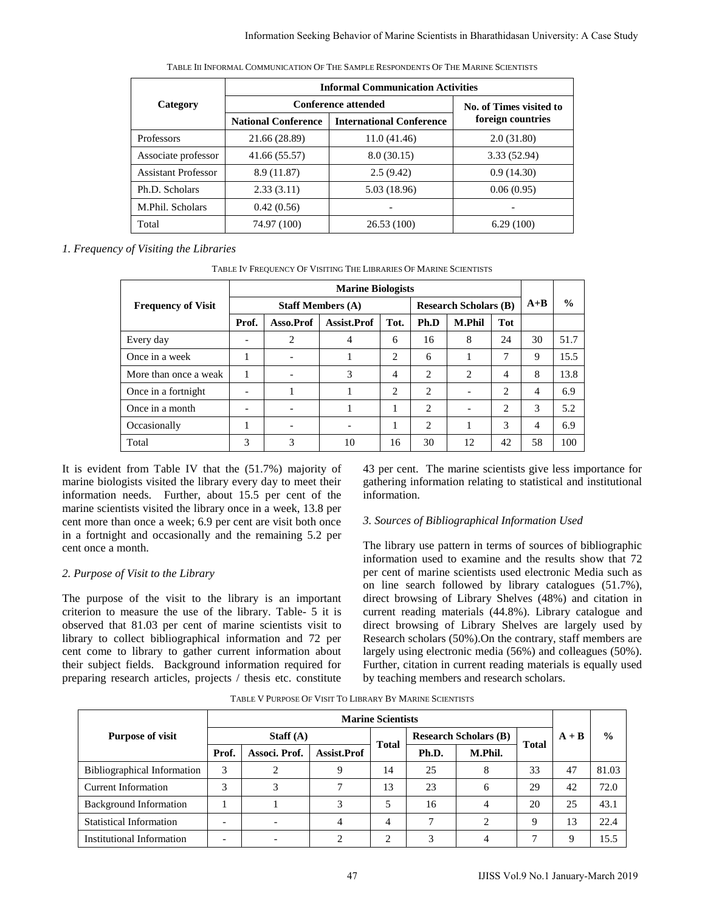TABLE III INFORMAL COMMUNICATION OF THE SAMPLE RESPONDENTS OF THE MARINE SCIENTISTS

| Category | Informal Communication Activities | | |
|---|---|---|---|
| | Conference attended | | No. of Times visited to foreign countries |
| | National Conference | International Conference | |
| Professors | 21.66 (28.89) | 11.0 (41.46) | 2.0 (31.80) |
| Associate professor | 41.66 (55.57) | 8.0 (30.15) | 3.33 (52.94) |
| Assistant Professor | 8.9 (11.87) | 2.5 (9.42) | 0.9 (14.30) |
| Ph.D. Scholars | 2.33 (3.11) | 5.03 (18.96) | 0.06 (0.95) |
| M.Phil. Scholars | 0.42 (0.56) | - | - |
| Total | 74.97 (100) | 26.53 (100) | 6.29 (100) |

*1. Frequency of Visiting the Libraries*

TABLE IV FREQUENCY OF VISITING THE LIBRARIES OF MARINE SCIENTISTS

| Frequency of Visit | Marine Biologists | | | | | | | A+B | % |
|---|---|---|---|---|---|---|---|---|---|
| | Staff Members (A) | | | | Research Scholars (B) | | | | |
| | Prof. | Asso.Prof | Assist.Prof | Tot. | Ph.D | M.Phil | Tot | | |
| Every day | - | 2 | 4 | 6 | 16 | 8 | 24 | 30 | 51.7 |
| Once in a week | 1 | - | 1 | 2 | 6 | 1 | 7 | 9 | 15.5 |
| More than once a weak | 1 | - | 3 | 4 | 2 | 2 | 4 | 8 | 13.8 |
| Once in a fortnight | - | 1 | 1 | 2 | 2 | - | 2 | 4 | 6.9 |
| Once in a month | - | - | 1 | 1 | 2 | - | 2 | 3 | 5.2 |
| Occasionally | 1 | - | - | 1 | 2 | 1 | 3 | 4 | 6.9 |
| Total | 3 | 3 | 10 | 16 | 30 | 12 | 42 | 58 | 100 |

It is evident from Table IV that the (51.7%) majority of marine biologists visited the library every day to meet their information needs. Further, about 15.5 per cent of the marine scientists visited the library once in a week, 13.8 per cent more than once a week; 6.9 per cent are visit both once in a fortnight and occasionally and the remaining 5.2 per cent once a month.

*2. Purpose of Visit to the Library*

The purpose of the visit to the library is an important criterion to measure the use of the library. Table- 5 it is observed that 81.03 per cent of marine scientists visit to library to collect bibliographical information and 72 per cent come to library to gather current information about their subject fields. Background information required for preparing research articles, projects / thesis etc. constitute 43 per cent. The marine scientists give less importance for gathering information relating to statistical and institutional information.

*3. Sources of Bibliographical Information Used*

The library use pattern in terms of sources of bibliographic information used to examine and the results show that 72 per cent of marine scientists used electronic Media such as on line search followed by library catalogues (51.7%), direct browsing of Library Shelves (48%) and citation in current reading materials (44.8%). Library catalogue and direct browsing of Library Shelves are largely used by Research scholars (50%).On the contrary, staff members are largely using electronic media (56%) and colleagues (50%). Further, citation in current reading materials is equally used by teaching members and research scholars.

TABLE V PURPOSE OF VISIT TO LIBRARY BY MARINE SCIENTISTS

| Purpose of visit | Marine Scientists | | | | | | | A + B | % |
|---|---|---|---|---|---|---|---|---|---|
| | Staff (A) | | | Total | Research Scholars (B) | | Total | | |
| | Prof. | Associ. Prof. | Assist.Prof | | Ph.D. | M.Phil. | | | |
| Bibliographical Information | 3 | 2 | 9 | 14 | 25 | 8 | 33 | 47 | 81.03 |
| Current Information | 3 | 3 | 7 | 13 | 23 | 6 | 29 | 42 | 72.0 |
| Background Information | 1 | 1 | 3 | 5 | 16 | 4 | 20 | 25 | 43.1 |
| Statistical Information | - | - | 4 | 4 | 7 | 2 | 9 | 13 | 22.4 |
| Institutional Information | - | - | 2 | 2 | 3 | 4 | 7 | 9 | 15.5 |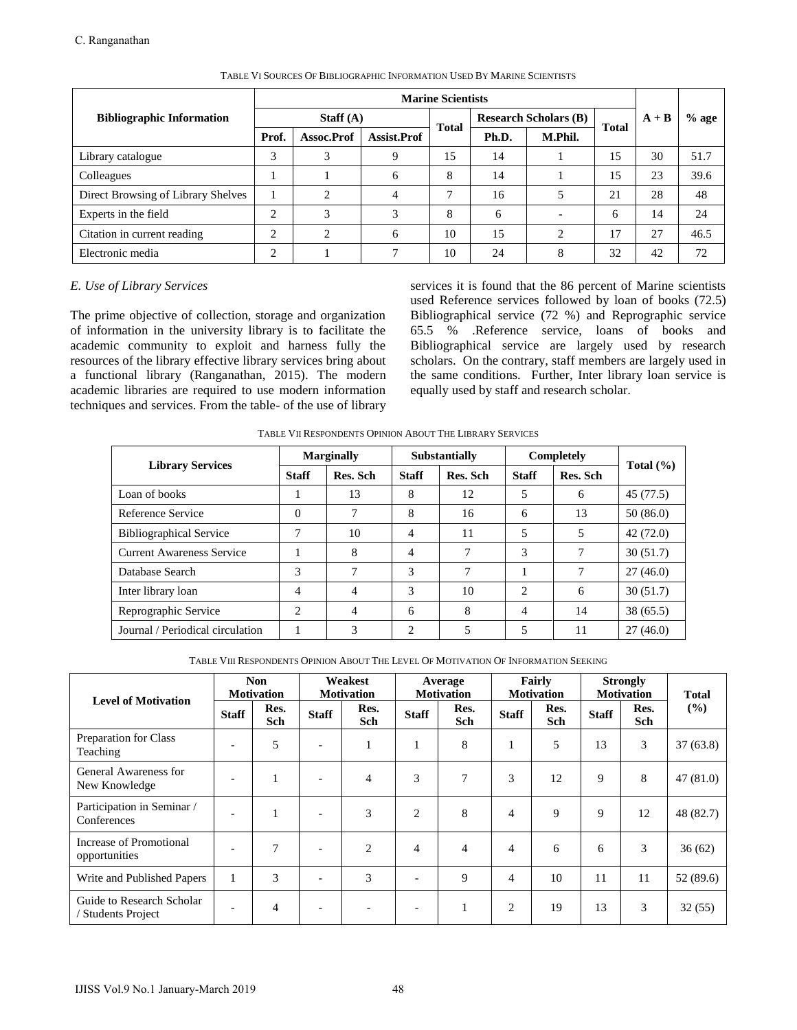TABLE VI SOURCES OF BIBLIOGRAPHIC INFORMATION USED BY MARINE SCIENTISTS

| Bibliographic Information | Marine Scientists | | | | | | | A + B | % age |
|---|---|---|---|---|---|---|---|---|---|
| | Staff (A) | | | Total | Research Scholars (B) | | Total | | |
| | Prof. | Assoc.Prof | Assist.Prof | | Ph.D. | M.Phil. | | | |
| Library catalogue | 3 | 3 | 9 | 15 | 14 | 1 | 15 | 30 | 51.7 |
| Colleagues | 1 | 1 | 6 | 8 | 14 | 1 | 15 | 23 | 39.6 |
| Direct Browsing of Library Shelves | 1 | 2 | 4 | 7 | 16 | 5 | 21 | 28 | 48 |
| Experts in the field | 2 | 3 | 3 | 8 | 6 | - | 6 | 14 | 24 |
| Citation in current reading | 2 | 2 | 6 | 10 | 15 | 2 | 17 | 27 | 46.5 |
| Electronic media | 2 | 1 | 7 | 10 | 24 | 8 | 32 | 42 | 72 |

### *E. Use of Library Services*

The prime objective of collection, storage and organization of information in the university library is to facilitate the academic community to exploit and harness fully the resources of the library effective library services bring about a functional library (Ranganathan, 2015). The modern academic libraries are required to use modern information techniques and services. From the table- of the use of library services it is found that the 86 percent of Marine scientists used Reference services followed by loan of books (72.5) Bibliographical service (72 %) and Reprographic service 65.5 % .Reference service, loans of books and Bibliographical service are largely used by research scholars. On the contrary, staff members are largely used in the same conditions. Further, Inter library loan service is equally used by staff and research scholar.

TABLE VII RESPONDENTS OPINION ABOUT THE LIBRARY SERVICES

| Library Services | Marginally | | Substantially | | Completely | | Total (%) |
|---|---|---|---|---|---|---|---|
| | Staff | Res. Sch | Staff | Res. Sch | Staff | Res. Sch | |
| Loan of books | 1 | 13 | 8 | 12 | 5 | 6 | 45 (77.5) |
| Reference Service | 0 | 7 | 8 | 16 | 6 | 13 | 50 (86.0) |
| Bibliographical Service | 7 | 10 | 4 | 11 | 5 | 5 | 42 (72.0) |
| Current Awareness Service | 1 | 8 | 4 | 7 | 3 | 7 | 30 (51.7) |
| Database Search | 3 | 7 | 3 | 7 | 1 | 7 | 27 (46.0) |
| Inter library loan | 4 | 4 | 3 | 10 | 2 | 6 | 30 (51.7) |
| Reprographic Service | 2 | 4 | 6 | 8 | 4 | 14 | 38 (65.5) |
| Journal / Periodical circulation | 1 | 3 | 2 | 5 | 5 | 11 | 27 (46.0) |

TABLE VIII RESPONDENTS OPINION ABOUT THE LEVEL OF MOTIVATION OF INFORMATION SEEKING

| Level of Motivation | Non Motivation | | Weakest Motivation | | Average Motivation | | Fairly Motivation | | Strongly Motivation | | Total (%) |
|---|---|---|---|---|---|---|---|---|---|---|---|
| | Staff | Res. Sch | Staff | Res. Sch | Staff | Res. Sch | Staff | Res. Sch | Staff | Res. Sch | |
| Preparation for Class Teaching | - | 5 | - | 1 | 1 | 8 | 1 | 5 | 13 | 3 | 37 (63.8) |
| General Awareness for New Knowledge | - | 1 | - | 4 | 3 | 7 | 3 | 12 | 9 | 8 | 47 (81.0) |
| Participation in Seminar / Conferences | - | 1 | - | 3 | 2 | 8 | 4 | 9 | 9 | 12 | 48 (82.7) |
| Increase of Promotional opportunities | - | 7 | - | 2 | 4 | 4 | 4 | 6 | 6 | 3 | 36 (62) |
| Write and Published Papers | 1 | 3 | - | 3 | - | 9 | 4 | 10 | 11 | 11 | 52 (89.6) |
| Guide to Research Scholar / Students Project | - | 4 | - | - | - | 1 | 2 | 19 | 13 | 3 | 32 (55) |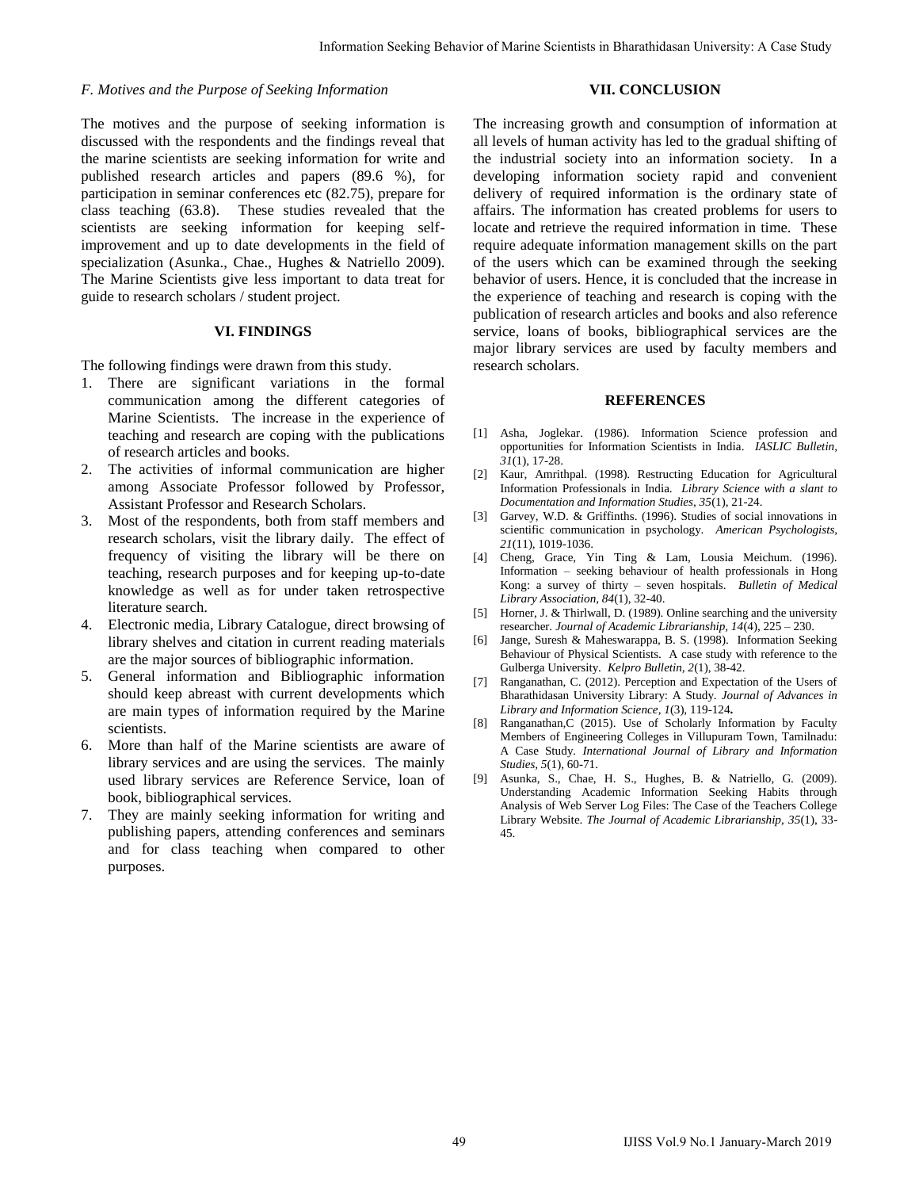### F. Motives and the Purpose of Seeking Information

The motives and the purpose of seeking information is discussed with the respondents and the findings reveal that the marine scientists are seeking information for write and published research articles and papers (89.6 %), for participation in seminar conferences etc (82.75), prepare for class teaching (63.8). These studies revealed that the scientists are seeking information for keeping self-improvement and up to date developments in the field of specialization (Asunka., Chae., Hughes & Natriello 2009). The Marine Scientists give less important to data treat for guide to research scholars / student project.

## VI. FINDINGS

The following findings were drawn from this study.

1. There are significant variations in the formal communication among the different categories of Marine Scientists. The increase in the experience of teaching and research are coping with the publications of research articles and books.
2. The activities of informal communication are higher among Associate Professor followed by Professor, Assistant Professor and Research Scholars.
3. Most of the respondents, both from staff members and research scholars, visit the library daily. The effect of frequency of visiting the library will be there on teaching, research purposes and for keeping up-to-date knowledge as well as for under taken retrospective literature search.
4. Electronic media, Library Catalogue, direct browsing of library shelves and citation in current reading materials are the major sources of bibliographic information.
5. General information and Bibliographic information should keep abreast with current developments which are main types of information required by the Marine scientists.
6. More than half of the Marine scientists are aware of library services and are using the services. The mainly used library services are Reference Service, loan of book, bibliographical services.
7. They are mainly seeking information for writing and publishing papers, attending conferences and seminars and for class teaching when compared to other purposes.

## VII. CONCLUSION

The increasing growth and consumption of information at all levels of human activity has led to the gradual shifting of the industrial society into an information society. In a developing information society rapid and convenient delivery of required information is the ordinary state of affairs. The information has created problems for users to locate and retrieve the required information in time. These require adequate information management skills on the part of the users which can be examined through the seeking behavior of users. Hence, it is concluded that the increase in the experience of teaching and research is coping with the publication of research articles and books and also reference service, loans of books, bibliographical services are the major library services are used by faculty members and research scholars.

## REFERENCES

[1] Asha, Joglekar. (1986). Information Science profession and opportunities for Information Scientists in India. *IASLIC Bulletin*, *31*(1), 17-28.

[2] Kaur, Amrithpal. (1998). Restructing Education for Agricultural Information Professionals in India. *Library Science with a slant to Documentation and Information Studies*, *35*(1), 21-24.

[3] Garvey, W.D. & Griffinths. (1996). Studies of social innovations in scientific communication in psychology. *American Psychologists*, *21*(11), 1019-1036.

[4] Cheng, Grace, Yin Ting & Lam, Lousia Meichum. (1996). Information – seeking behaviour of health professionals in Hong Kong: a survey of thirty – seven hospitals. *Bulletin of Medical Library Association*, *84*(1), 32-40.

[5] Horner, J. & Thirlwall, D. (1989). Online searching and the university researcher. *Journal of Academic Librarianship*, *14*(4), 225 – 230.

[6] Jange, Suresh & Maheswarappa, B. S. (1998). Information Seeking Behaviour of Physical Scientists. A case study with reference to the Gulberga University. *Kelpro Bulletin*, *2*(1), 38-42.

[7] Ranganathan, C. (2012). Perception and Expectation of the Users of Bharathidasan University Library: A Study. *Journal of Advances in Library and Information Science*, *1*(3), 119-124.

[8] Ranganathan,C (2015). Use of Scholarly Information by Faculty Members of Engineering Colleges in Villupuram Town, Tamilnadu: A Case Study. *International Journal of Library and Information Studies*, *5*(1), 60-71.

[9] Asunka, S., Chae, H. S., Hughes, B. & Natriello, G. (2009). Understanding Academic Information Seeking Habits through Analysis of Web Server Log Files: The Case of the Teachers College Library Website. *The Journal of Academic Librarianship*, *35*(1), 33-45.